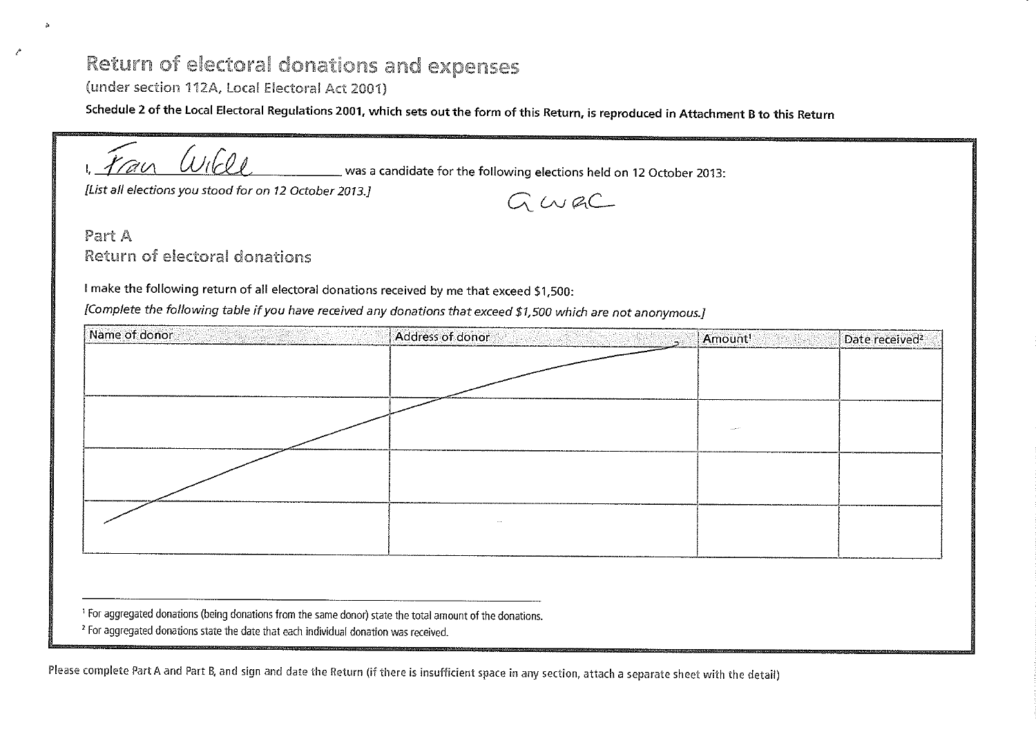# Return of electoral donations and expenses

(under section 112A, Local Electoral Act 2001)

**Schedule 2 of the Local Electoral Regulations 2001, which sets out the form of this Return, is reproduced in Attachment B to this Return**

I, Fran Wilde was a candidate for the following elections held on 12 October 2013:

*[List all elections you stood for on 12 October 2013.]*

GWRC

## Part A

## Return of electoral donations

I make the following return of all electoral donations received by me that exceed $1,500:

*[Complete the following table if you have received any donations that exceed $1,500 which are not anonymous.]*

| Name of donor | Address of donor | Amount[1] | Date received[2] |
|---|---|---|---|
| | | | |
| | | | |
| | | | |
| | | | |

[1] For aggregated donations (being donations from the same donor) state the total amount of the donations.

[2] For aggregated donations state the date that each individual donation was received.

Please complete Part A and Part B, and sign and date the Return (if there is insufficient space in any section, attach a separate sheet with the detail)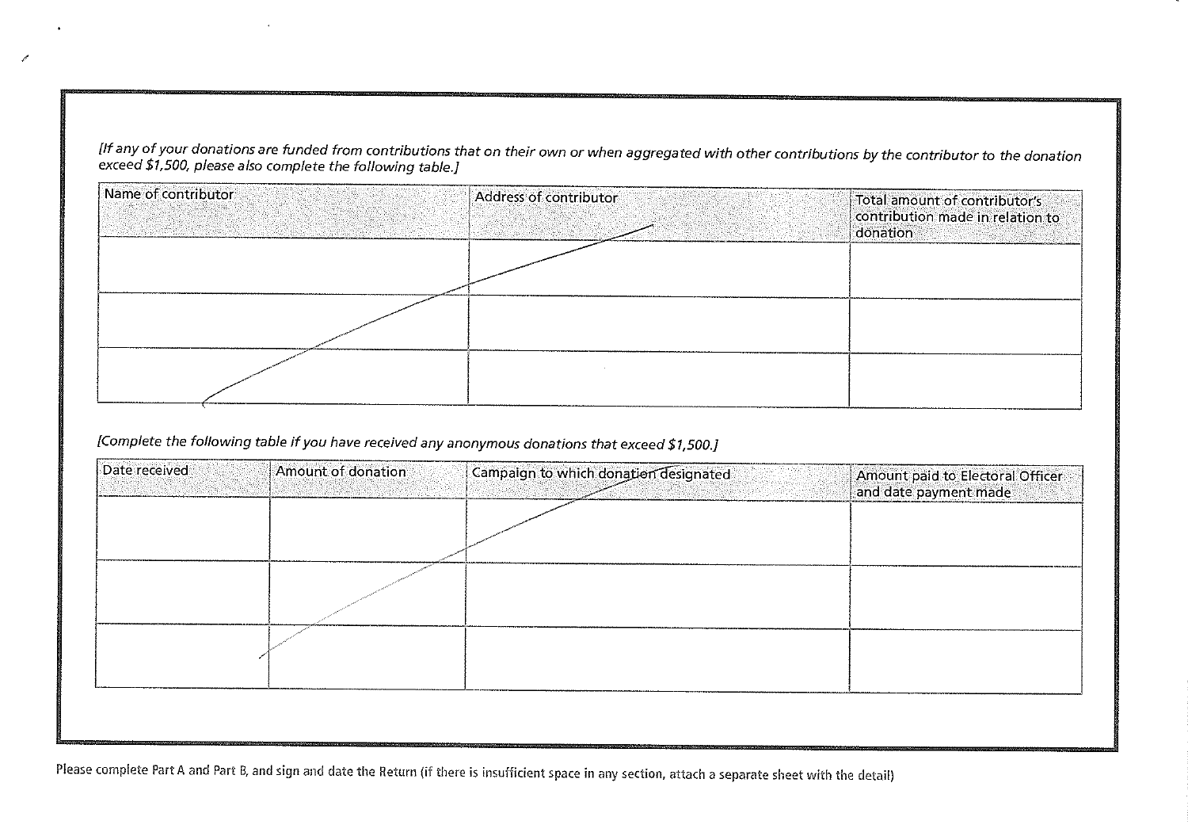*[If any of your donations are funded from contributions that on their own or when aggregated with other contributions by the contributor to the donation exceed $1,500, please also complete the following table.]*

| Name of contributor | Address of contributor | Total amount of contributor's contribution made in relation to donation |
|---|---|---|
| | | |
| | | |
| | | |

*[Complete the following table if you have received any anonymous donations that exceed $1,500.]*

| Date received | Amount of donation | Campaign to which donation designated | Amount paid to Electoral Officer and date payment made |
|---|---|---|---|
| | | | |
| | | | |
| | | | |

Please complete Part A and Part B, and sign and date the Return (if there is insufficient space in any section, attach a separate sheet with the detail)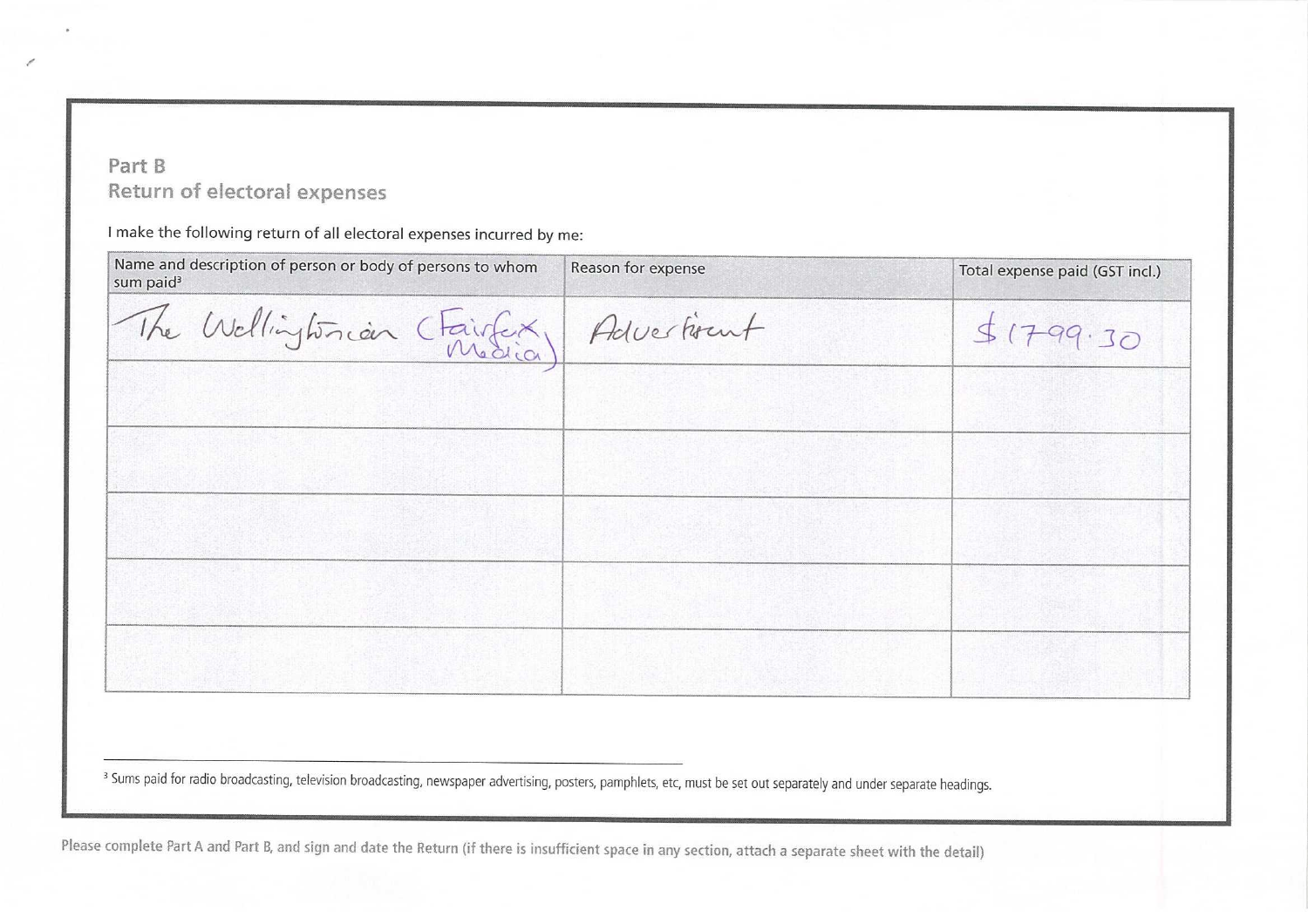## Part B
## Return of electoral expenses

I make the following return of all electoral expenses incurred by me:

| Name and description of person or body of persons to whom sum paid[3] | Reason for expense | Total expense paid (GST incl.) |
|---|---|---|
| The Wellingtonian (Fairfax Media) | Advertisment | $1799.30 |
| | | |
| | | |
| | | |
| | | |
| | | |

[3] Sums paid for radio broadcasting, television broadcasting, newspaper advertising, posters, pamphlets, etc, must be set out separately and under separate headings.

Please complete Part A and Part B, and sign and date the Return (if there is insufficient space in any section, attach a separate sheet with the detail)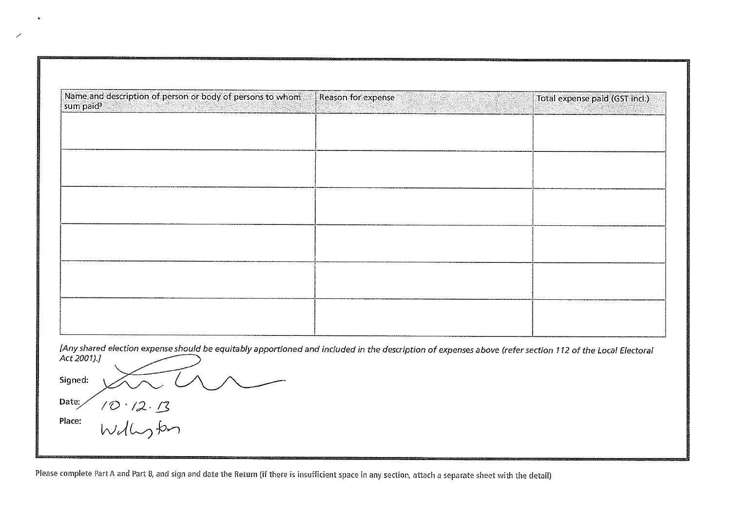| Name and description of person or body of persons to whom sum paid[3] | Reason for expense | Total expense paid (GST incl.) |
| --- | --- | --- |
| | | |
| | | |
| | | |
| | | |
| | | |
| | | |

*[Any shared election expense should be equitably apportioned and included in the description of expenses above (refer section 112 of the Local Electoral Act 2001).]*

Signed:

Date: 10.12.13

Place: Wellington

Please complete Part A and Part B, and sign and date the Return (if there is insufficient space in any section, attach a separate sheet with the detail)